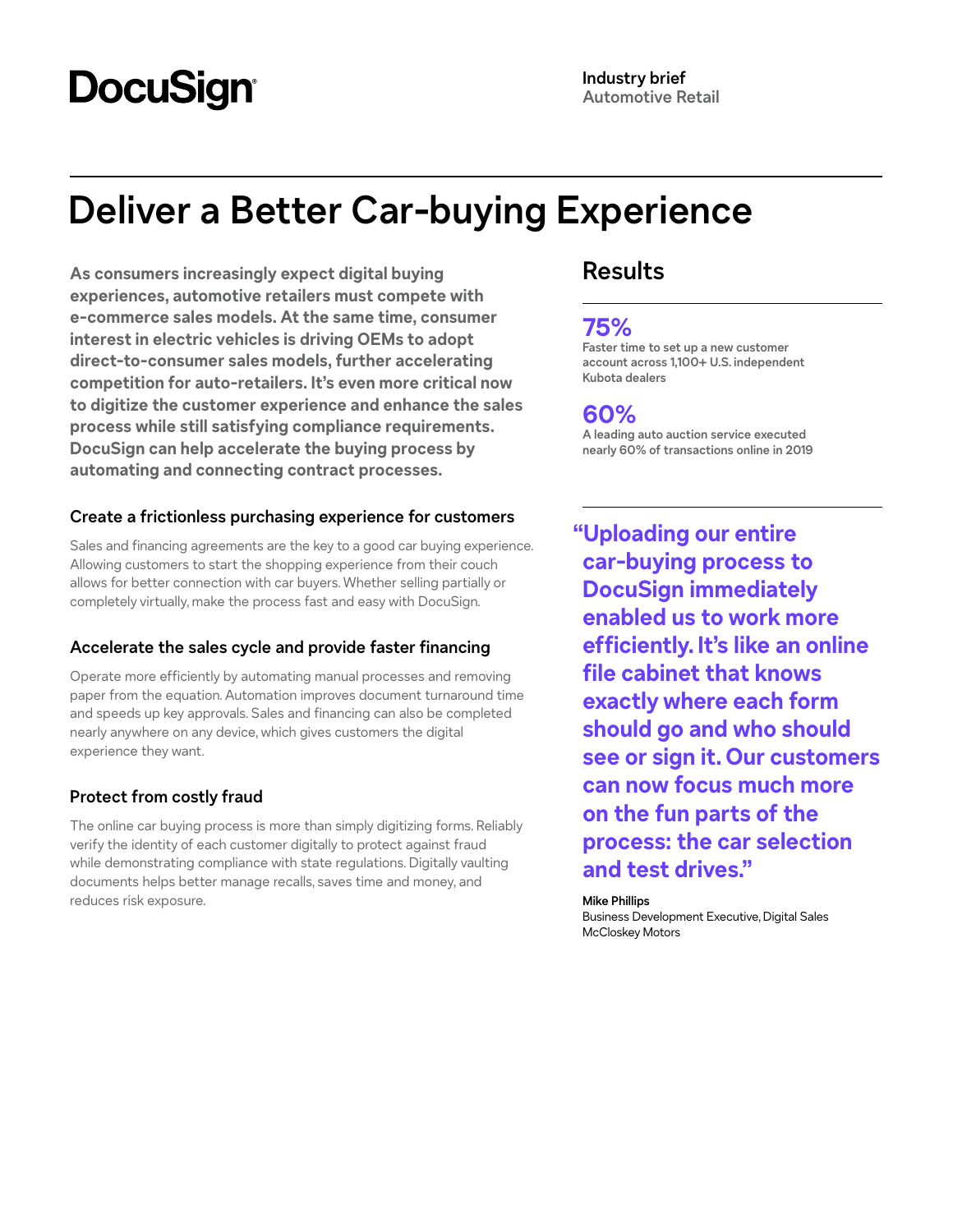DocuSign

**Industry brief**
Automotive Retail

# Deliver a Better Car-buying Experience

**As consumers increasingly expect digital buying experiences, automotive retailers must compete with e-commerce sales models. At the same time, consumer interest in electric vehicles is driving OEMs to adopt direct-to-consumer sales models, further accelerating competition for auto-retailers. It's even more critical now to digitize the customer experience and enhance the sales process while still satisfying compliance requirements. DocuSign can help accelerate the buying process by automating and connecting contract processes.**

### Create a frictionless purchasing experience for customers

Sales and financing agreements are the key to a good car buying experience. Allowing customers to start the shopping experience from their couch allows for better connection with car buyers. Whether selling partially or completely virtually, make the process fast and easy with DocuSign.

### Accelerate the sales cycle and provide faster financing

Operate more efficiently by automating manual processes and removing paper from the equation. Automation improves document turnaround time and speeds up key approvals. Sales and financing can also be completed nearly anywhere on any device, which gives customers the digital experience they want.

### Protect from costly fraud

The online car buying process is more than simply digitizing forms. Reliably verify the identity of each customer digitally to protect against fraud while demonstrating compliance with state regulations. Digitally vaulting documents helps better manage recalls, saves time and money, and reduces risk exposure.

## Results

**75%**
Faster time to set up a new customer account across 1,100+ U.S. independent Kubota dealers

**60%**
A leading auto auction service executed nearly 60% of transactions online in 2019

> **"Uploading our entire car-buying process to DocuSign immediately enabled us to work more efficiently. It's like an online file cabinet that knows exactly where each form should go and who should see or sign it. Our customers can now focus much more on the fun parts of the process: the car selection and test drives."**

**Mike Phillips**
Business Development Executive, Digital Sales
McCloskey Motors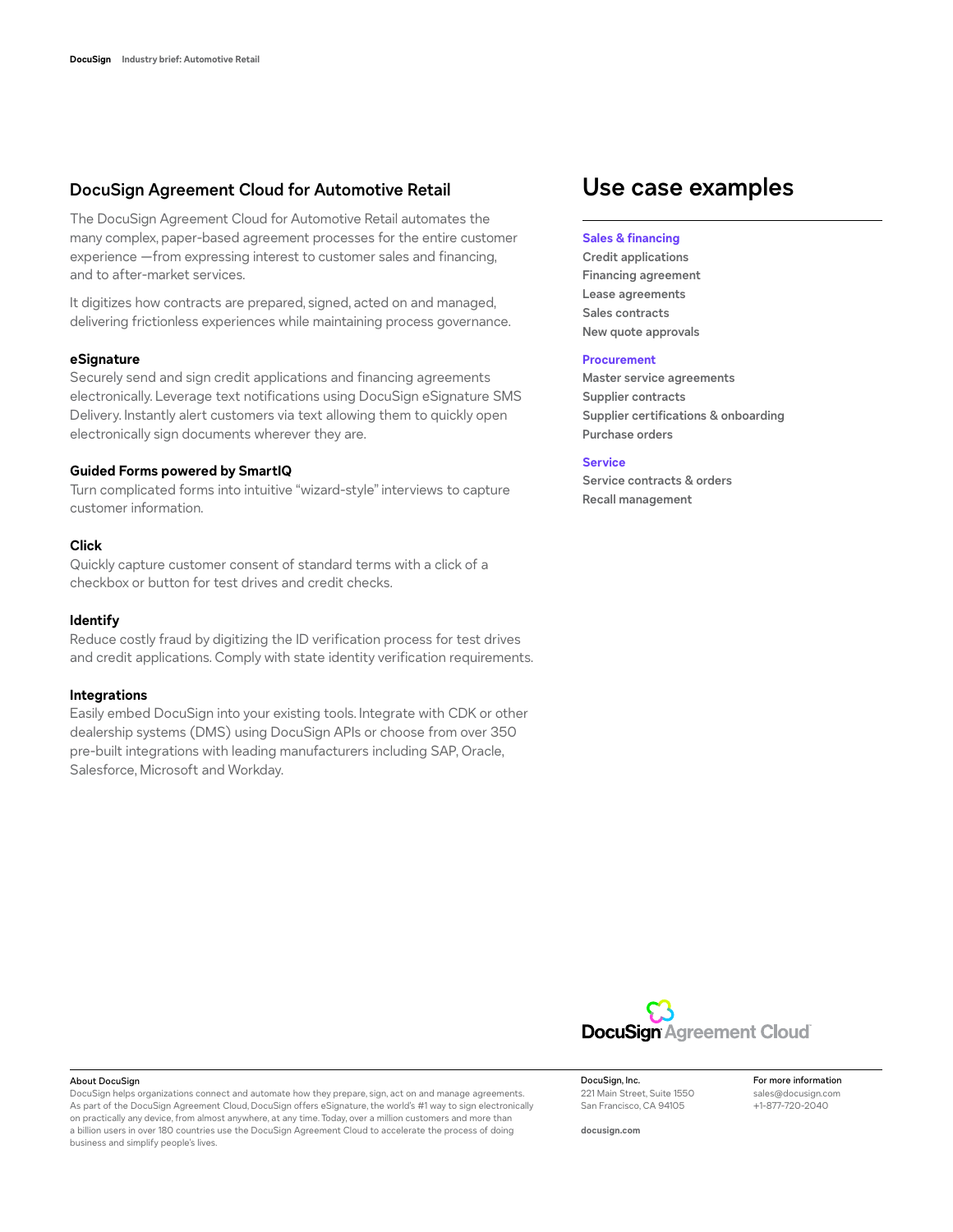## DocuSign Agreement Cloud for Automotive Retail

The DocuSign Agreement Cloud for Automotive Retail automates the many complex, paper-based agreement processes for the entire customer experience —from expressing interest to customer sales and financing, and to after-market services.

It digitizes how contracts are prepared, signed, acted on and managed, delivering frictionless experiences while maintaining process governance.

### eSignature

Securely send and sign credit applications and financing agreements electronically. Leverage text notifications using DocuSign eSignature SMS Delivery. Instantly alert customers via text allowing them to quickly open electronically sign documents wherever they are.

### Guided Forms powered by SmartIQ

Turn complicated forms into intuitive "wizard-style" interviews to capture customer information.

### Click

Quickly capture customer consent of standard terms with a click of a checkbox or button for test drives and credit checks.

### Identify

Reduce costly fraud by digitizing the ID verification process for test drives and credit applications. Comply with state identity verification requirements.

### Integrations

Easily embed DocuSign into your existing tools. Integrate with CDK or other dealership systems (DMS) using DocuSign APIs or choose from over 350 pre-built integrations with leading manufacturers including SAP, Oracle, Salesforce, Microsoft and Workday.

# Use case examples

**Sales & financing**

- Credit applications
- Financing agreement
- Lease agreements
- Sales contracts
- New quote approvals

**Procurement**

- Master service agreements
- Supplier contracts
- Supplier certifications & onboarding
- Purchase orders

**Service**

- Service contracts & orders
- Recall management

DocuSign Agreement Cloud

**About DocuSign**

DocuSign helps organizations connect and automate how they prepare, sign, act on and manage agreements. As part of the DocuSign Agreement Cloud, DocuSign offers eSignature, the world's #1 way to sign electronically on practically any device, from almost anywhere, at any time. Today, over a million customers and more than a billion users in over 180 countries use the DocuSign Agreement Cloud to accelerate the process of doing business and simplify people's lives.

**DocuSign, Inc.**
221 Main Street, Suite 1550
San Francisco, CA 94105

**docusign.com**

**For more information**
sales@docusign.com
+1-877-720-2040